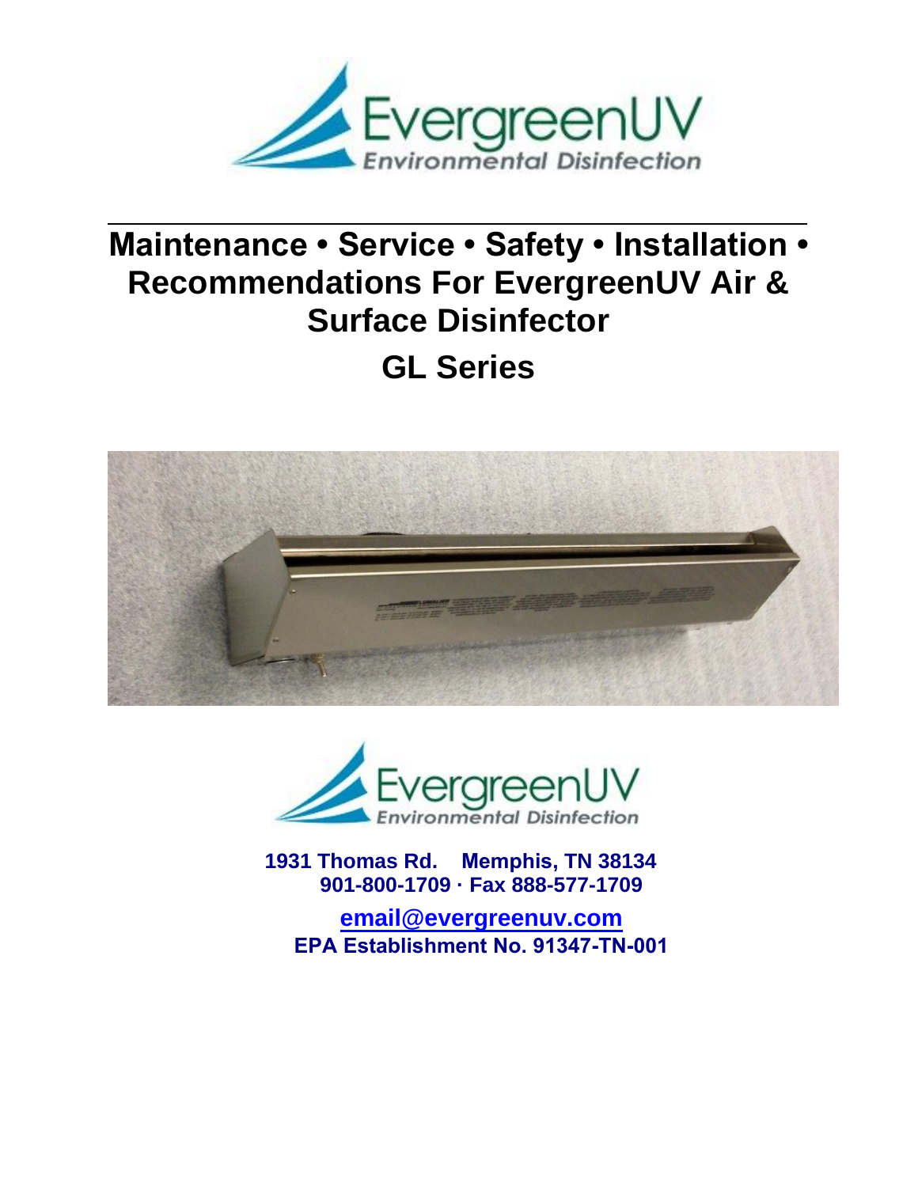EvergreenUV
*Environmental Disinfection*

# Maintenance • Service • Safety • Installation • Recommendations For EvergreenUV Air & Surface Disinfector

## GL Series

EvergreenUV
*Environmental Disinfection*

**1931 Thomas Rd. Memphis, TN 38134**
**901-800-1709 · Fax 888-577-1709**

**email@evergreenuv.com**
**EPA Establishment No. 91347-TN-001**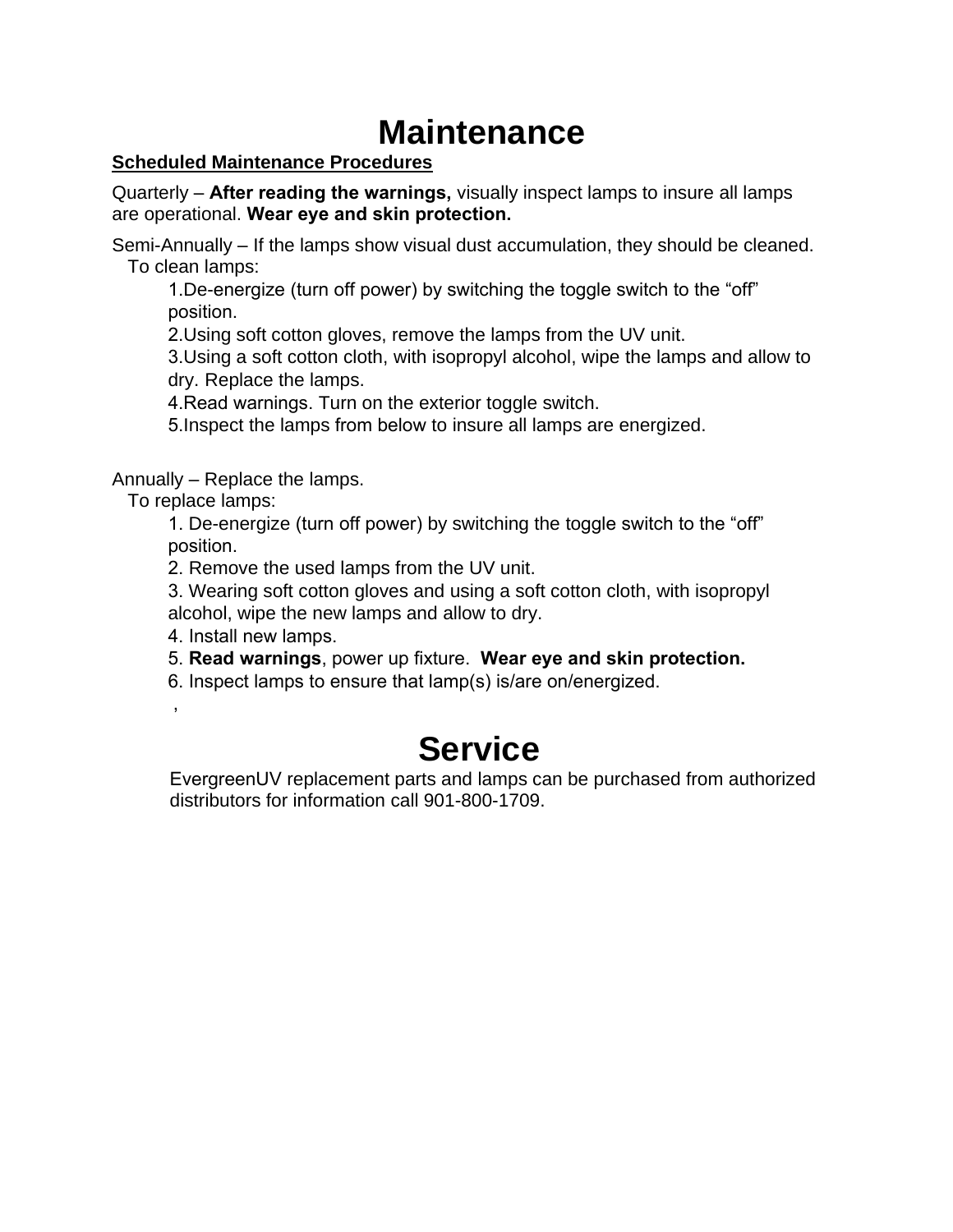# Maintenance

**Scheduled Maintenance Procedures**

Quarterly – **After reading the warnings,** visually inspect lamps to insure all lamps are operational. **Wear eye and skin protection.**

Semi-Annually – If the lamps show visual dust accumulation, they should be cleaned.

To clean lamps:

1. De-energize (turn off power) by switching the toggle switch to the “off” position.
2. Using soft cotton gloves, remove the lamps from the UV unit.
3. Using a soft cotton cloth, with isopropyl alcohol, wipe the lamps and allow to dry. Replace the lamps.
4. Read warnings. Turn on the exterior toggle switch.
5. Inspect the lamps from below to insure all lamps are energized.

Annually – Replace the lamps.

To replace lamps:

1. De-energize (turn off power) by switching the toggle switch to the “off” position.
2. Remove the used lamps from the UV unit.
3. Wearing soft cotton gloves and using a soft cotton cloth, with isopropyl alcohol, wipe the new lamps and allow to dry.
4. Install new lamps.
5. **Read warnings**, power up fixture. **Wear eye and skin protection.**
6. Inspect lamps to ensure that lamp(s) is/are on/energized.

,

# Service

EvergreenUV replacement parts and lamps can be purchased from authorized distributors for information call 901-800-1709.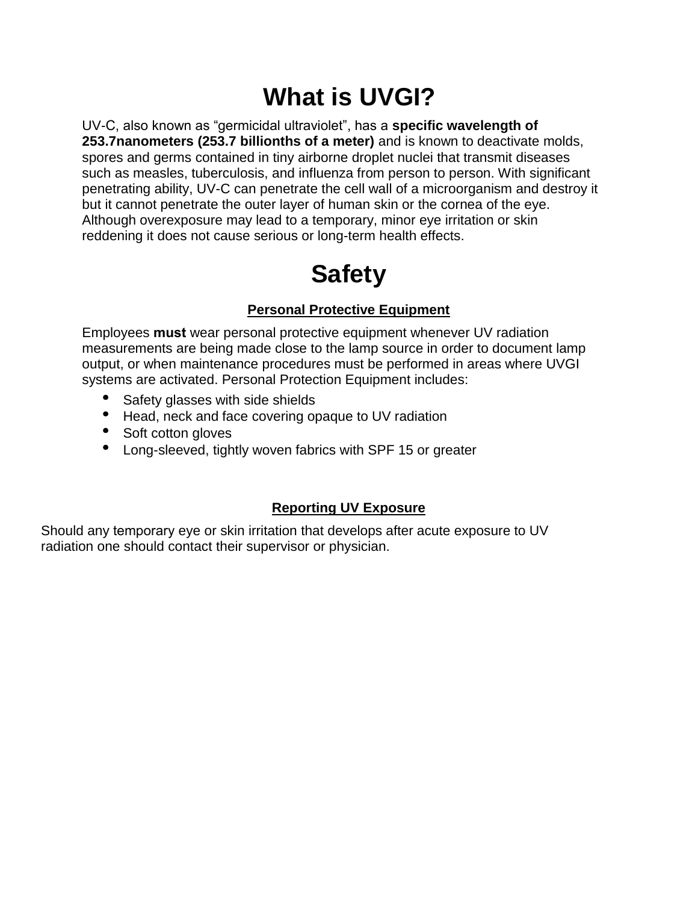# What is UVGI?

UV-C, also known as “germicidal ultraviolet”, has a **specific wavelength of 253.7nanometers (253.7 billionths of a meter)** and is known to deactivate molds, spores and germs contained in tiny airborne droplet nuclei that transmit diseases such as measles, tuberculosis, and influenza from person to person. With significant penetrating ability, UV-C can penetrate the cell wall of a microorganism and destroy it but it cannot penetrate the outer layer of human skin or the cornea of the eye. Although overexposure may lead to a temporary, minor eye irritation or skin reddening it does not cause serious or long-term health effects.

# Safety

### Personal Protective Equipment

Employees **must** wear personal protective equipment whenever UV radiation measurements are being made close to the lamp source in order to document lamp output, or when maintenance procedures must be performed in areas where UVGI systems are activated. Personal Protection Equipment includes:

- Safety glasses with side shields
- Head, neck and face covering opaque to UV radiation
- Soft cotton gloves
- Long-sleeved, tightly woven fabrics with SPF 15 or greater

### Reporting UV Exposure

Should any temporary eye or skin irritation that develops after acute exposure to UV radiation one should contact their supervisor or physician.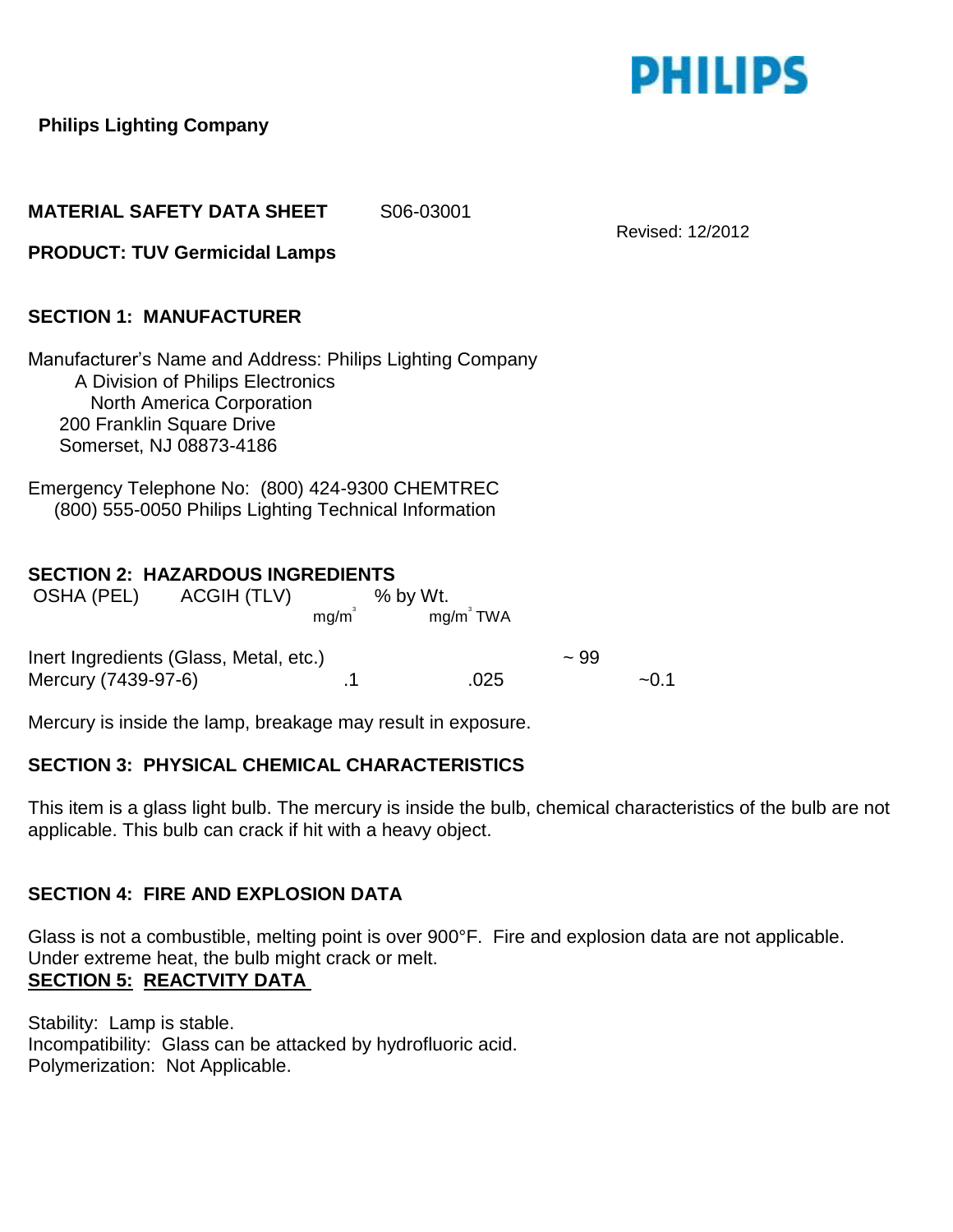**Philips Lighting Company**

**MATERIAL SAFETY DATA SHEET** S06-03001

Revised: 12/2012

**PRODUCT: TUV Germicidal Lamps**

## SECTION 1: MANUFACTURER

Manufacturer's Name and Address: Philips Lighting Company
A Division of Philips Electronics
North America Corporation
200 Franklin Square Drive
Somerset, NJ 08873-4186

Emergency Telephone No: (800) 424-9300 CHEMTREC
(800) 555-0050 Philips Lighting Technical Information

## SECTION 2: HAZARDOUS INGREDIENTS

| | OSHA (PEL) $mg/m^3$ | ACGIH (TLV) $mg/m^3$ TWA | % by Wt. |
|---|---|---|---|
| Inert Ingredients (Glass, Metal, etc.) | | | ~ 99 |
| Mercury (7439-97-6) | .1 | .025 | ~0.1 |

Mercury is inside the lamp, breakage may result in exposure.

## SECTION 3: PHYSICAL CHEMICAL CHARACTERISTICS

This item is a glass light bulb. The mercury is inside the bulb, chemical characteristics of the bulb are not applicable. This bulb can crack if hit with a heavy object.

## SECTION 4: FIRE AND EXPLOSION DATA

Glass is not a combustible, melting point is over 900°F. Fire and explosion data are not applicable. Under extreme heat, the bulb might crack or melt.

## SECTION 5: REACTVITY DATA

Stability: Lamp is stable.
Incompatibility: Glass can be attacked by hydrofluoric acid.
Polymerization: Not Applicable.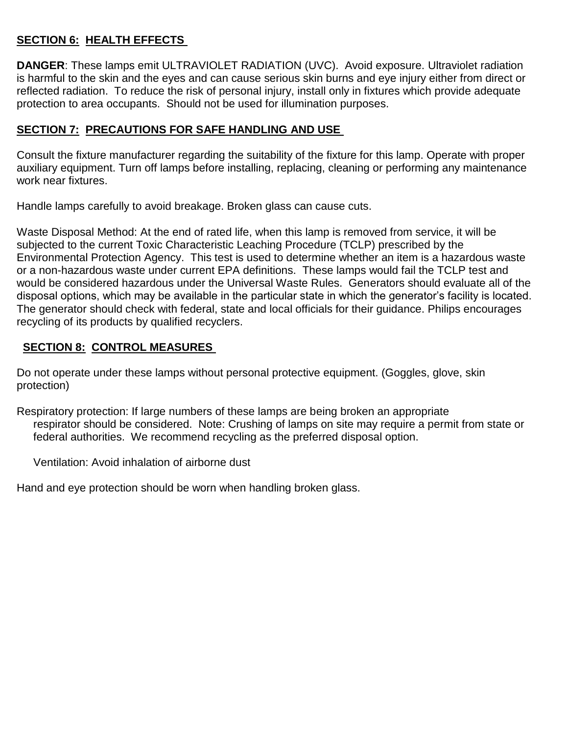## SECTION 6: HEALTH EFFECTS

**DANGER**: These lamps emit ULTRAVIOLET RADIATION (UVC). Avoid exposure. Ultraviolet radiation is harmful to the skin and the eyes and can cause serious skin burns and eye injury either from direct or reflected radiation. To reduce the risk of personal injury, install only in fixtures which provide adequate protection to area occupants. Should not be used for illumination purposes.

## SECTION 7: PRECAUTIONS FOR SAFE HANDLING AND USE

Consult the fixture manufacturer regarding the suitability of the fixture for this lamp. Operate with proper auxiliary equipment. Turn off lamps before installing, replacing, cleaning or performing any maintenance work near fixtures.

Handle lamps carefully to avoid breakage. Broken glass can cause cuts.

Waste Disposal Method: At the end of rated life, when this lamp is removed from service, it will be subjected to the current Toxic Characteristic Leaching Procedure (TCLP) prescribed by the Environmental Protection Agency. This test is used to determine whether an item is a hazardous waste or a non-hazardous waste under current EPA definitions. These lamps would fail the TCLP test and would be considered hazardous under the Universal Waste Rules. Generators should evaluate all of the disposal options, which may be available in the particular state in which the generator's facility is located. The generator should check with federal, state and local officials for their guidance. Philips encourages recycling of its products by qualified recyclers.

## SECTION 8: CONTROL MEASURES

Do not operate under these lamps without personal protective equipment. (Goggles, glove, skin protection)

Respiratory protection: If large numbers of these lamps are being broken an appropriate respirator should be considered. Note: Crushing of lamps on site may require a permit from state or federal authorities. We recommend recycling as the preferred disposal option.

Ventilation: Avoid inhalation of airborne dust

Hand and eye protection should be worn when handling broken glass.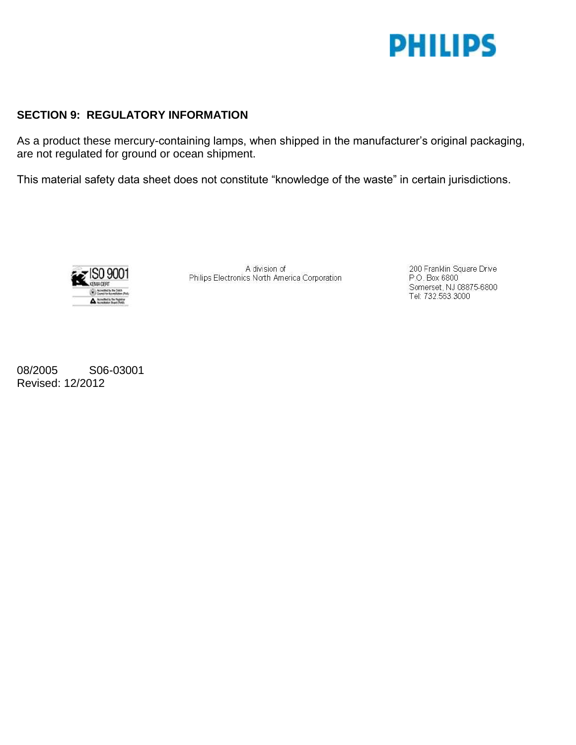## SECTION 9: REGULATORY INFORMATION

As a product these mercury-containing lamps, when shipped in the manufacturer's original packaging, are not regulated for ground or ocean shipment.

This material safety data sheet does not constitute "knowledge of the waste" in certain jurisdictions.

ISO 9001
KEMA CERT

A division of
Philips Electronics North America Corporation

200 Franklin Square Drive
P.O. Box 6800
Somerset, NJ 08875-6800
Tel: 732.563.3000

08/2005 S06-03001
Revised: 12/2012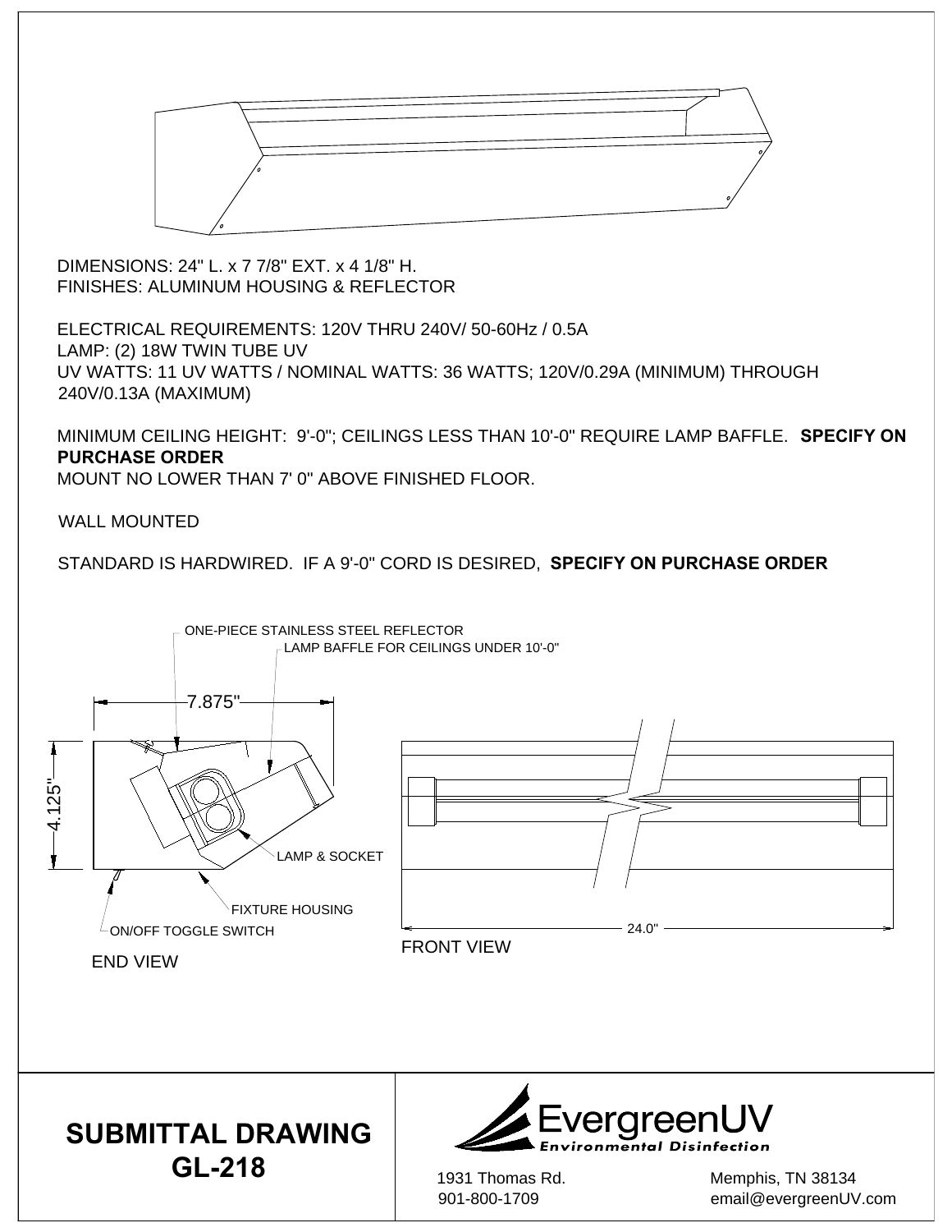DIMENSIONS: 24" L. x 7 7/8" EXT. x 4 1/8" H.
FINISHES: ALUMINUM HOUSING & REFLECTOR

ELECTRICAL REQUIREMENTS: 120V THRU 240V/ 50-60Hz / 0.5A
LAMP: (2) 18W TWIN TUBE UV
UV WATTS: 11 UV WATTS / NOMINAL WATTS: 36 WATTS; 120V/0.29A (MINIMUM) THROUGH 240V/0.13A (MAXIMUM)

MINIMUM CEILING HEIGHT: 9'-0"; CEILINGS LESS THAN 10'-0" REQUIRE LAMP BAFFLE. **SPECIFY ON PURCHASE ORDER**
MOUNT NO LOWER THAN 7' 0" ABOVE FINISHED FLOOR.

WALL MOUNTED

STANDARD IS HARDWIRED. IF A 9'-0" CORD IS DESIRED, **SPECIFY ON PURCHASE ORDER**

ONE-PIECE STAINLESS STEEL REFLECTOR
LAMP BAFFLE FOR CEILINGS UNDER 10'-0"
7.875"
4.125"
LAMP & SOCKET
FIXTURE HOUSING
ON/OFF TOGGLE SWITCH
END VIEW

24.0"
FRONT VIEW

# SUBMITTAL DRAWING GL-218

EvergreenUV
Environmental Disinfection

1931 Thomas Rd.
901-800-1709
Memphis, TN 38134
email@evergreenUV.com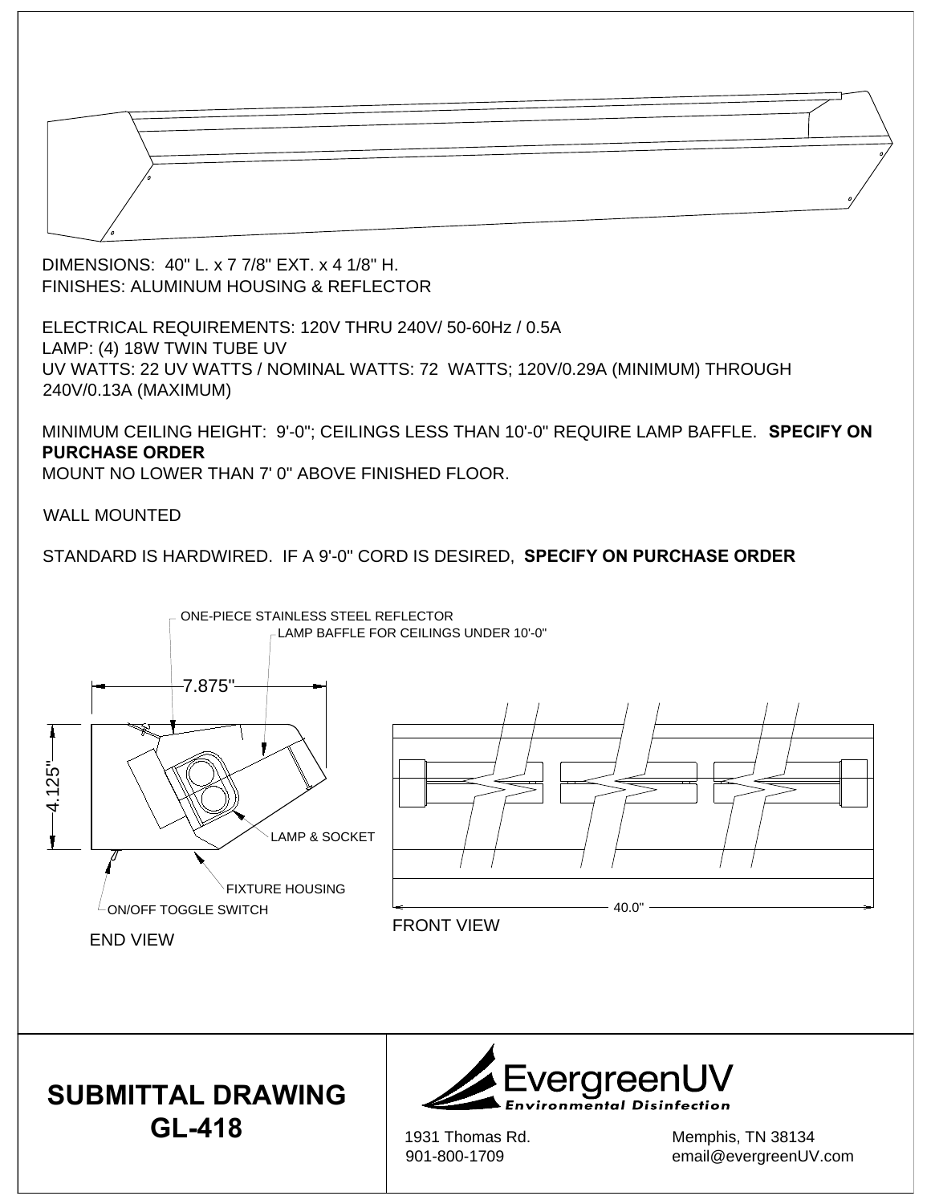DIMENSIONS: 40" L. x 7 7/8" EXT. x 4 1/8" H.
FINISHES: ALUMINUM HOUSING & REFLECTOR

ELECTRICAL REQUIREMENTS: 120V THRU 240V/ 50-60Hz / 0.5A
LAMP: (4) 18W TWIN TUBE UV
UV WATTS: 22 UV WATTS / NOMINAL WATTS: 72 WATTS; 120V/0.29A (MINIMUM) THROUGH 240V/0.13A (MAXIMUM)

MINIMUM CEILING HEIGHT: 9'-0"; CEILINGS LESS THAN 10'-0" REQUIRE LAMP BAFFLE. **SPECIFY ON PURCHASE ORDER**
MOUNT NO LOWER THAN 7' 0" ABOVE FINISHED FLOOR.

WALL MOUNTED

STANDARD IS HARDWIRED. IF A 9'-0" CORD IS DESIRED, **SPECIFY ON PURCHASE ORDER**

ONE-PIECE STAINLESS STEEL REFLECTOR
LAMP BAFFLE FOR CEILINGS UNDER 10'-0"

7.875"

4.125"

LAMP & SOCKET

FIXTURE HOUSING

ON/OFF TOGGLE SWITCH

END VIEW

40.0"

FRONT VIEW

# SUBMITTAL DRAWING GL-418

EvergreenUV
Environmental Disinfection

1931 Thomas Rd.
901-800-1709

Memphis, TN 38134
email@evergreenUV.com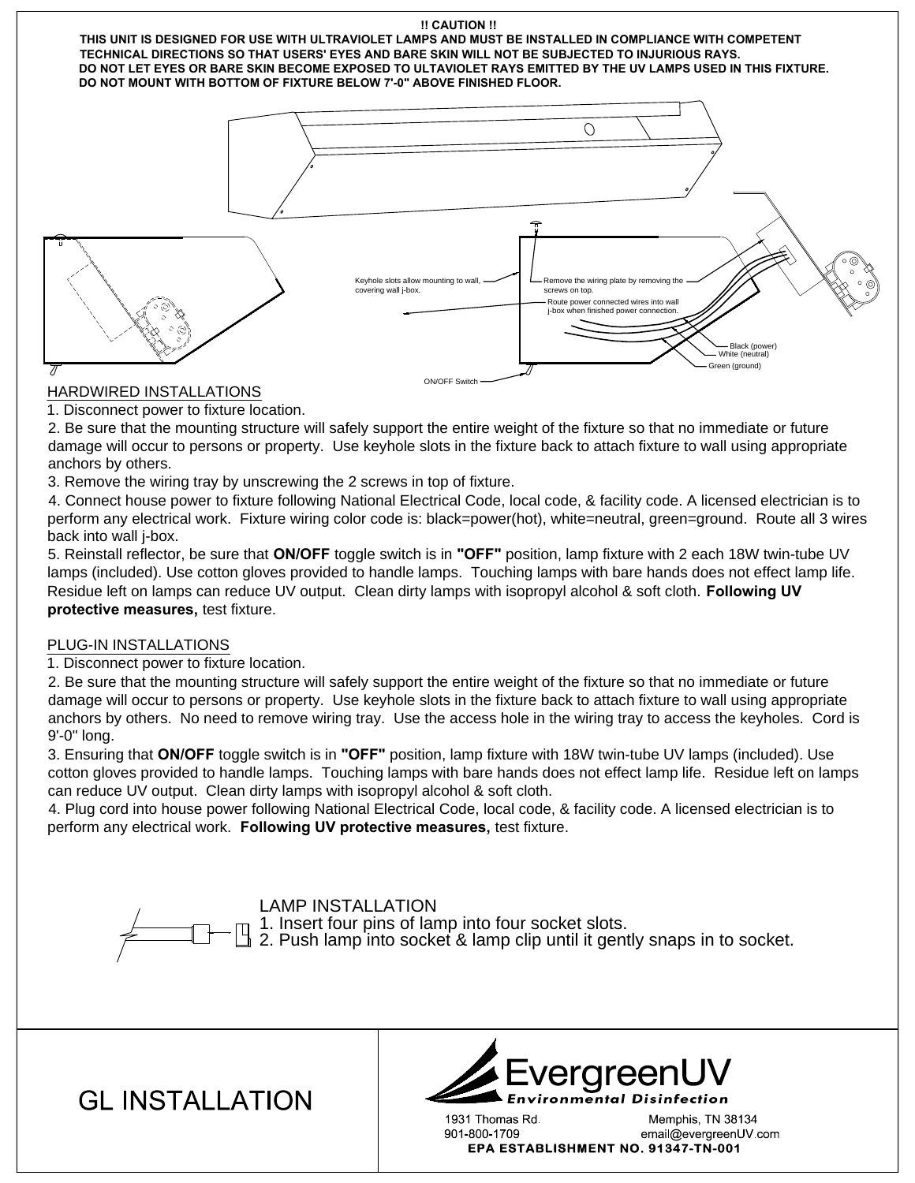**!! CAUTION !!**
**THIS UNIT IS DESIGNED FOR USE WITH ULTRAVIOLET LAMPS AND MUST BE INSTALLED IN COMPLIANCE WITH COMPETENT TECHNICAL DIRECTIONS SO THAT USERS' EYES AND BARE SKIN WILL NOT BE SUBJECTED TO INJURIOUS RAYS.**
**DO NOT LET EYES OR BARE SKIN BECOME EXPOSED TO ULTAVIOLET RAYS EMITTED BY THE UV LAMPS USED IN THIS FIXTURE.**
**DO NOT MOUNT WITH BOTTOM OF FIXTURE BELOW 7'-0" ABOVE FINISHED FLOOR.**

Keyhole slots allow mounting to wall, covering wall j-box.

Remove the wiring plate by removing the screws on top.

Route power connected wires into wall j-box when finished power connection.

Black (power)
White (neutral)
Green (ground)

ON/OFF Switch

## HARDWIRED INSTALLATIONS

1. Disconnect power to fixture location.
2. Be sure that the mounting structure will safely support the entire weight of the fixture so that no immediate or future damage will occur to persons or property. Use keyhole slots in the fixture back to attach fixture to wall using appropriate anchors by others.
3. Remove the wiring tray by unscrewing the 2 screws in top of fixture.
4. Connect house power to fixture following National Electrical Code, local code, & facility code. A licensed electrician is to perform any electrical work. Fixture wiring color code is: black=power(hot), white=neutral, green=ground. Route all 3 wires back into wall j-box.
5. Reinstall reflector, be sure that **ON/OFF** toggle switch is in **"OFF"** position, lamp fixture with 2 each 18W twin-tube UV lamps (included). Use cotton gloves provided to handle lamps. Touching lamps with bare hands does not effect lamp life. Residue left on lamps can reduce UV output. Clean dirty lamps with isopropyl alcohol & soft cloth. **Following UV protective measures,** test fixture.

## PLUG-IN INSTALLATIONS

1. Disconnect power to fixture location.
2. Be sure that the mounting structure will safely support the entire weight of the fixture so that no immediate or future damage will occur to persons or property. Use keyhole slots in the fixture back to attach fixture to wall using appropriate anchors by others. No need to remove wiring tray. Use the access hole in the wiring tray to access the keyholes. Cord is 9'-0" long.
3. Ensuring that **ON/OFF** toggle switch is in **"OFF"** position, lamp fixture with 18W twin-tube UV lamps (included). Use cotton gloves provided to handle lamps. Touching lamps with bare hands does not effect lamp life. Residue left on lamps can reduce UV output. Clean dirty lamps with isopropyl alcohol & soft cloth.
4. Plug cord into house power following National Electrical Code, local code, & facility code. A licensed electrician is to perform any electrical work. **Following UV protective measures,** test fixture.

## LAMP INSTALLATION

1. Insert four pins of lamp into four socket slots.
2. Push lamp into socket & lamp clip until it gently snaps in to socket.

# GL INSTALLATION

EvergreenUV
*Environmental Disinfection*

1931 Thomas Rd. Memphis, TN 38134
901-800-1709 email@evergreenUV.com
**EPA ESTABLISHMENT NO. 91347-TN-001**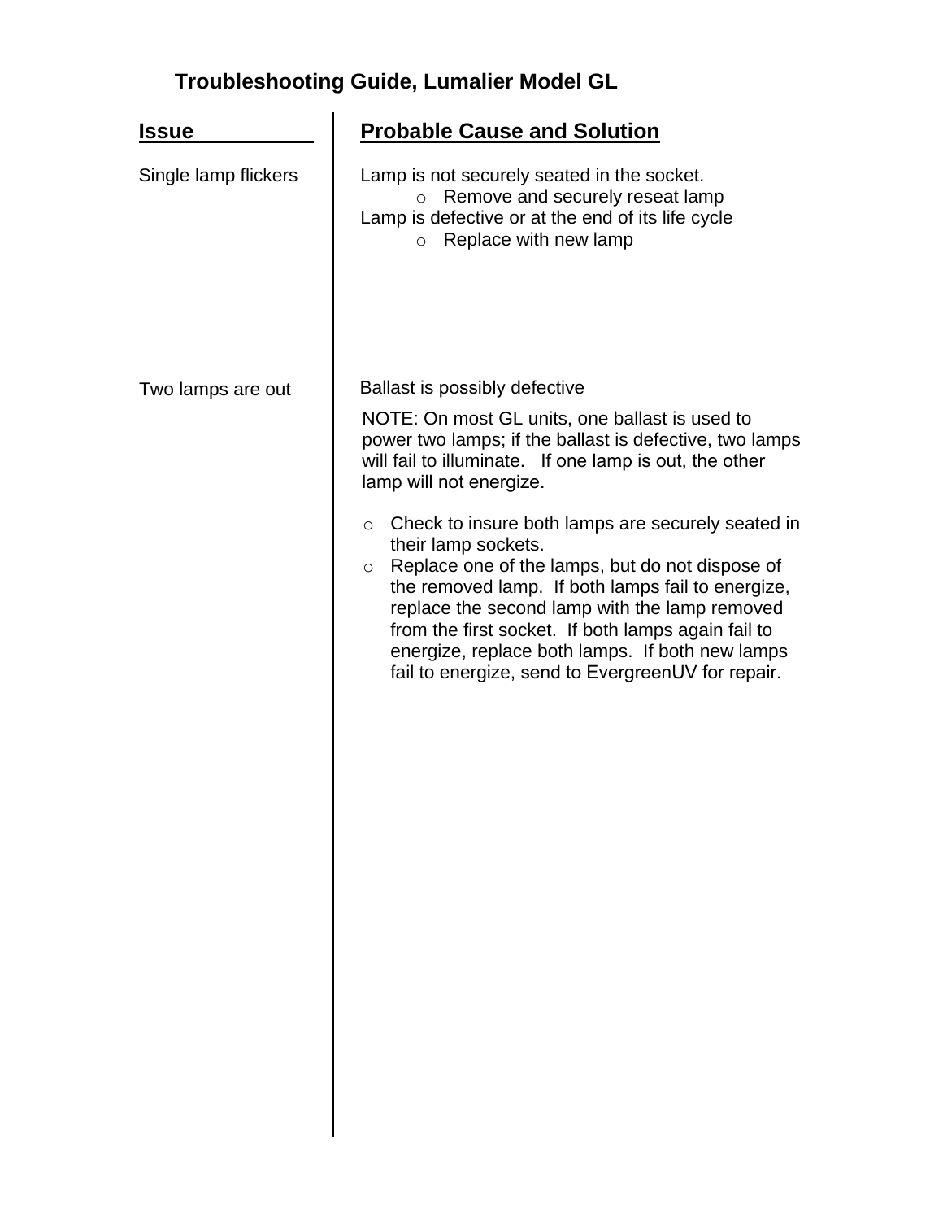# Troubleshooting Guide, Lumalier Model GL

| Issue | Probable Cause and Solution |
| --- | --- |
| Single lamp flickers | Lamp is not securely seated in the socket.<br>o Remove and securely reseat lamp<br>Lamp is defective or at the end of its life cycle<br>o Replace with new lamp |
| Two lamps are out | Ballast is possibly defective<br><br>NOTE: On most GL units, one ballast is used to power two lamps; if the ballast is defective, two lamps will fail to illuminate. If one lamp is out, the other lamp will not energize.<br><br>o Check to insure both lamps are securely seated in their lamp sockets.<br>o Replace one of the lamps, but do not dispose of the removed lamp. If both lamps fail to energize, replace the second lamp with the lamp removed from the first socket. If both lamps again fail to energize, replace both lamps. If both new lamps fail to energize, send to EvergreenUV for repair. |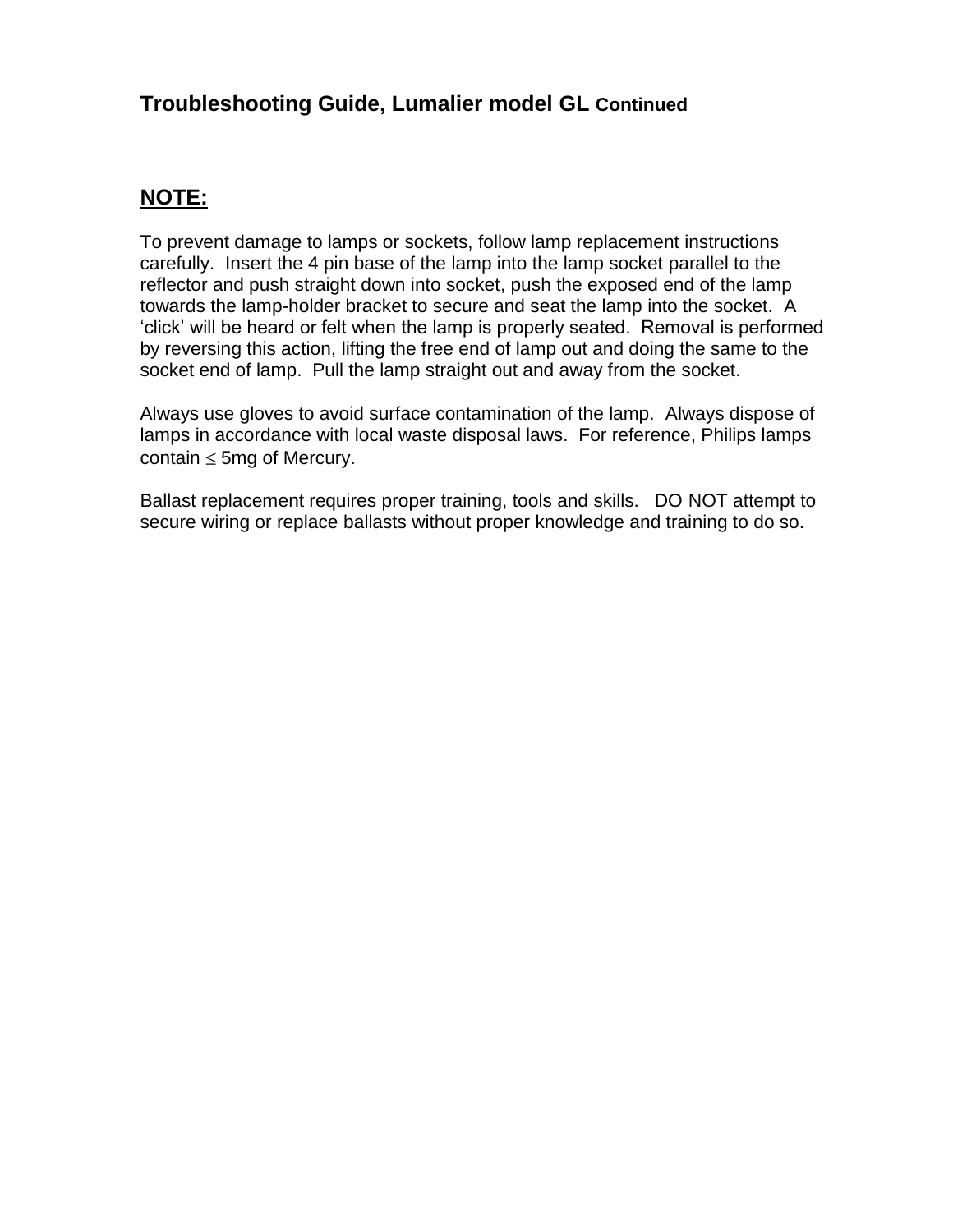## Troubleshooting Guide, Lumalier model GL Continued

**NOTE:**

To prevent damage to lamps or sockets, follow lamp replacement instructions carefully. Insert the 4 pin base of the lamp into the lamp socket parallel to the reflector and push straight down into socket, push the exposed end of the lamp towards the lamp-holder bracket to secure and seat the lamp into the socket. A 'click' will be heard or felt when the lamp is properly seated. Removal is performed by reversing this action, lifting the free end of lamp out and doing the same to the socket end of lamp. Pull the lamp straight out and away from the socket.

Always use gloves to avoid surface contamination of the lamp. Always dispose of lamps in accordance with local waste disposal laws. For reference, Philips lamps contain $\leq$ 5mg of Mercury.

Ballast replacement requires proper training, tools and skills. DO NOT attempt to secure wiring or replace ballasts without proper knowledge and training to do so.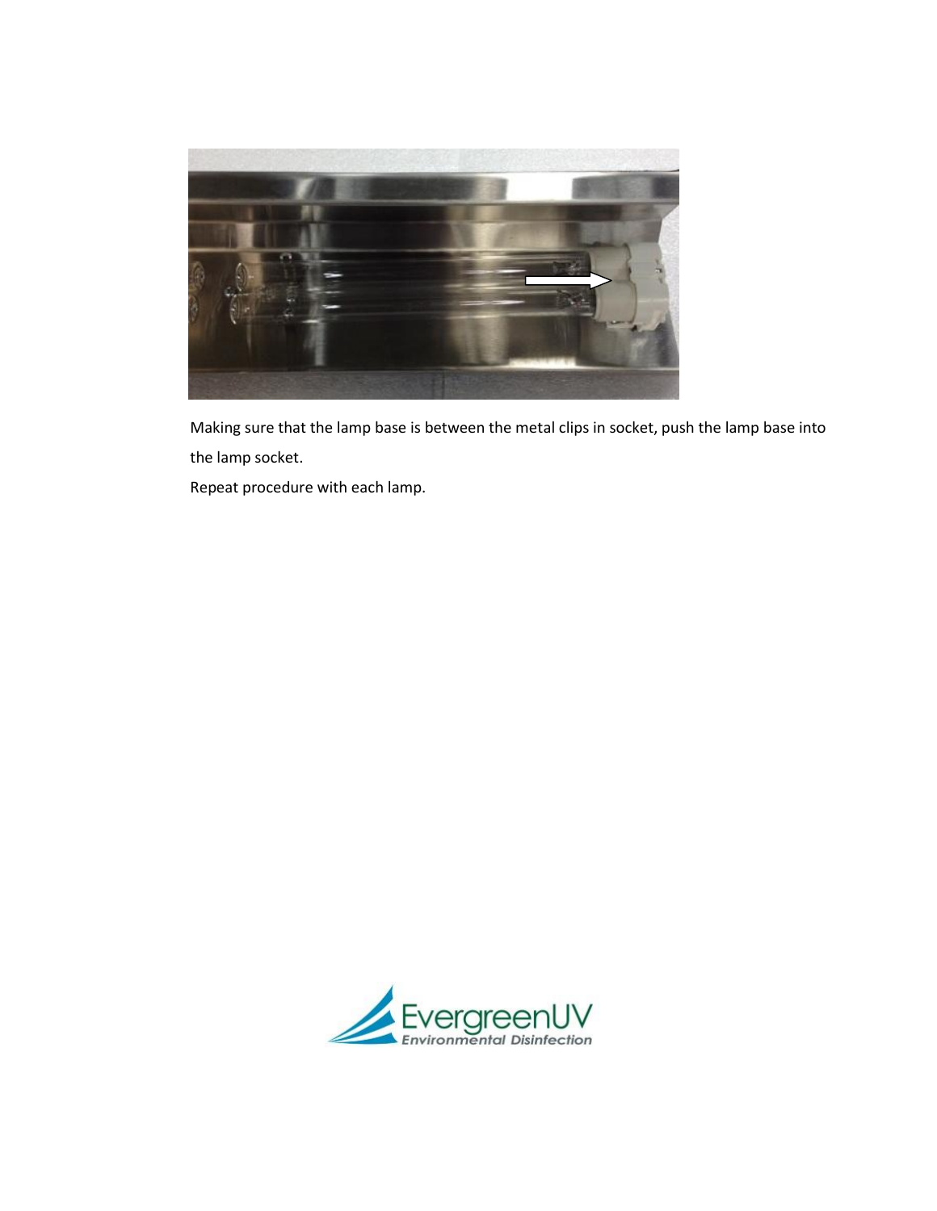Making sure that the lamp base is between the metal clips in socket, push the lamp base into the lamp socket.

Repeat procedure with each lamp.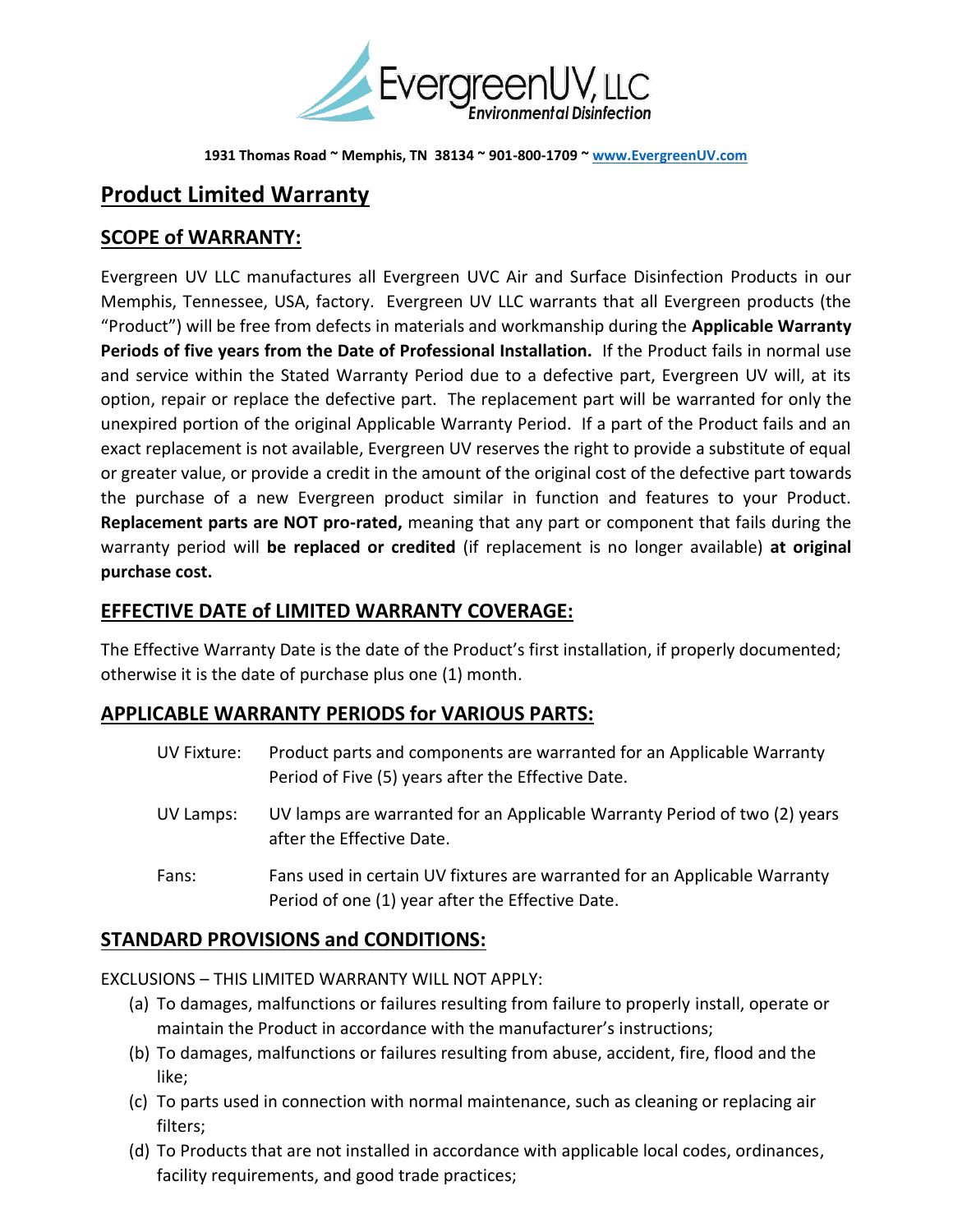EvergreenUV, LLC
*Environmental Disinfection*

**1931 Thomas Road ~ Memphis, TN 38134 ~ 901-800-1709 ~ www.EvergreenUV.com**

# Product Limited Warranty

## SCOPE of WARRANTY:

Evergreen UV LLC manufactures all Evergreen UVC Air and Surface Disinfection Products in our Memphis, Tennessee, USA, factory. Evergreen UV LLC warrants that all Evergreen products (the "Product") will be free from defects in materials and workmanship during the **Applicable Warranty Periods of five years from the Date of Professional Installation.** If the Product fails in normal use and service within the Stated Warranty Period due to a defective part, Evergreen UV will, at its option, repair or replace the defective part. The replacement part will be warranted for only the unexpired portion of the original Applicable Warranty Period. If a part of the Product fails and an exact replacement is not available, Evergreen UV reserves the right to provide a substitute of equal or greater value, or provide a credit in the amount of the original cost of the defective part towards the purchase of a new Evergreen product similar in function and features to your Product. **Replacement parts are NOT pro-rated,** meaning that any part or component that fails during the warranty period will **be replaced or credited** (if replacement is no longer available) **at original purchase cost.**

## EFFECTIVE DATE of LIMITED WARRANTY COVERAGE:

The Effective Warranty Date is the date of the Product's first installation, if properly documented; otherwise it is the date of purchase plus one (1) month.

## APPLICABLE WARRANTY PERIODS for VARIOUS PARTS:

UV Fixture: Product parts and components are warranted for an Applicable Warranty Period of Five (5) years after the Effective Date.

UV Lamps: UV lamps are warranted for an Applicable Warranty Period of two (2) years after the Effective Date.

Fans: Fans used in certain UV fixtures are warranted for an Applicable Warranty Period of one (1) year after the Effective Date.

## STANDARD PROVISIONS and CONDITIONS:

EXCLUSIONS – THIS LIMITED WARRANTY WILL NOT APPLY:

(a) To damages, malfunctions or failures resulting from failure to properly install, operate or maintain the Product in accordance with the manufacturer's instructions;

(b) To damages, malfunctions or failures resulting from abuse, accident, fire, flood and the like;

(c) To parts used in connection with normal maintenance, such as cleaning or replacing air filters;

(d) To Products that are not installed in accordance with applicable local codes, ordinances, facility requirements, and good trade practices;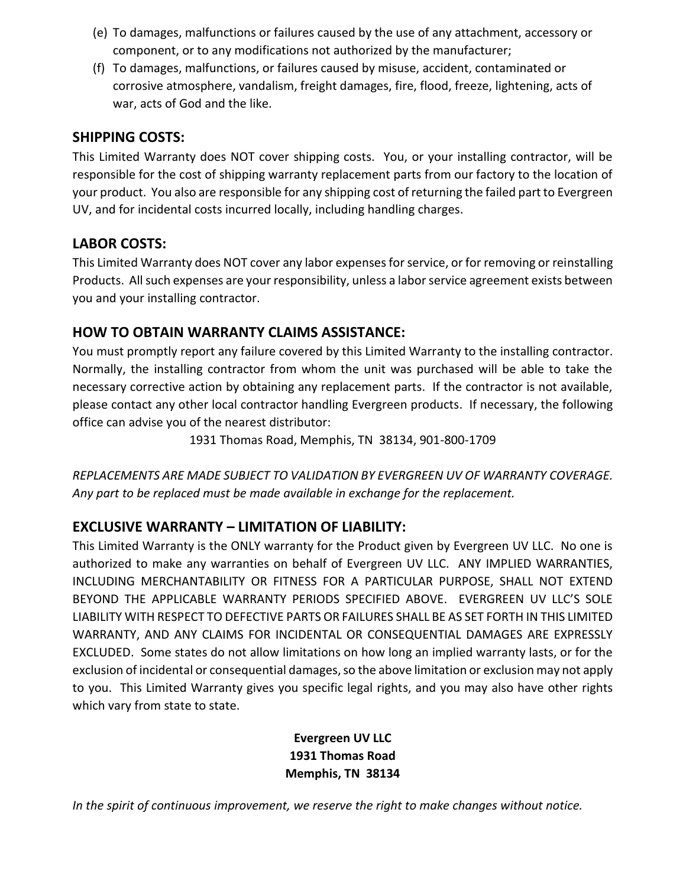(e) To damages, malfunctions or failures caused by the use of any attachment, accessory or component, or to any modifications not authorized by the manufacturer;

(f) To damages, malfunctions, or failures caused by misuse, accident, contaminated or corrosive atmosphere, vandalism, freight damages, fire, flood, freeze, lightening, acts of war, acts of God and the like.

## SHIPPING COSTS:

This Limited Warranty does NOT cover shipping costs. You, or your installing contractor, will be responsible for the cost of shipping warranty replacement parts from our factory to the location of your product. You also are responsible for any shipping cost of returning the failed part to Evergreen UV, and for incidental costs incurred locally, including handling charges.

## LABOR COSTS:

This Limited Warranty does NOT cover any labor expenses for service, or for removing or reinstalling Products. All such expenses are your responsibility, unless a labor service agreement exists between you and your installing contractor.

## HOW TO OBTAIN WARRANTY CLAIMS ASSISTANCE:

You must promptly report any failure covered by this Limited Warranty to the installing contractor. Normally, the installing contractor from whom the unit was purchased will be able to take the necessary corrective action by obtaining any replacement parts. If the contractor is not available, please contact any other local contractor handling Evergreen products. If necessary, the following office can advise you of the nearest distributor:

1931 Thomas Road, Memphis, TN 38134, 901-800-1709

*REPLACEMENTS ARE MADE SUBJECT TO VALIDATION BY EVERGREEN UV OF WARRANTY COVERAGE. Any part to be replaced must be made available in exchange for the replacement.*

## EXCLUSIVE WARRANTY – LIMITATION OF LIABILITY:

This Limited Warranty is the ONLY warranty for the Product given by Evergreen UV LLC. No one is authorized to make any warranties on behalf of Evergreen UV LLC. ANY IMPLIED WARRANTIES, INCLUDING MERCHANTABILITY OR FITNESS FOR A PARTICULAR PURPOSE, SHALL NOT EXTEND BEYOND THE APPLICABLE WARRANTY PERIODS SPECIFIED ABOVE. EVERGREEN UV LLC'S SOLE LIABILITY WITH RESPECT TO DEFECTIVE PARTS OR FAILURES SHALL BE AS SET FORTH IN THIS LIMITED WARRANTY, AND ANY CLAIMS FOR INCIDENTAL OR CONSEQUENTIAL DAMAGES ARE EXPRESSLY EXCLUDED. Some states do not allow limitations on how long an implied warranty lasts, or for the exclusion of incidental or consequential damages, so the above limitation or exclusion may not apply to you. This Limited Warranty gives you specific legal rights, and you may also have other rights which vary from state to state.

**Evergreen UV LLC**
**1931 Thomas Road**
**Memphis, TN 38134**

*In the spirit of continuous improvement, we reserve the right to make changes without notice.*